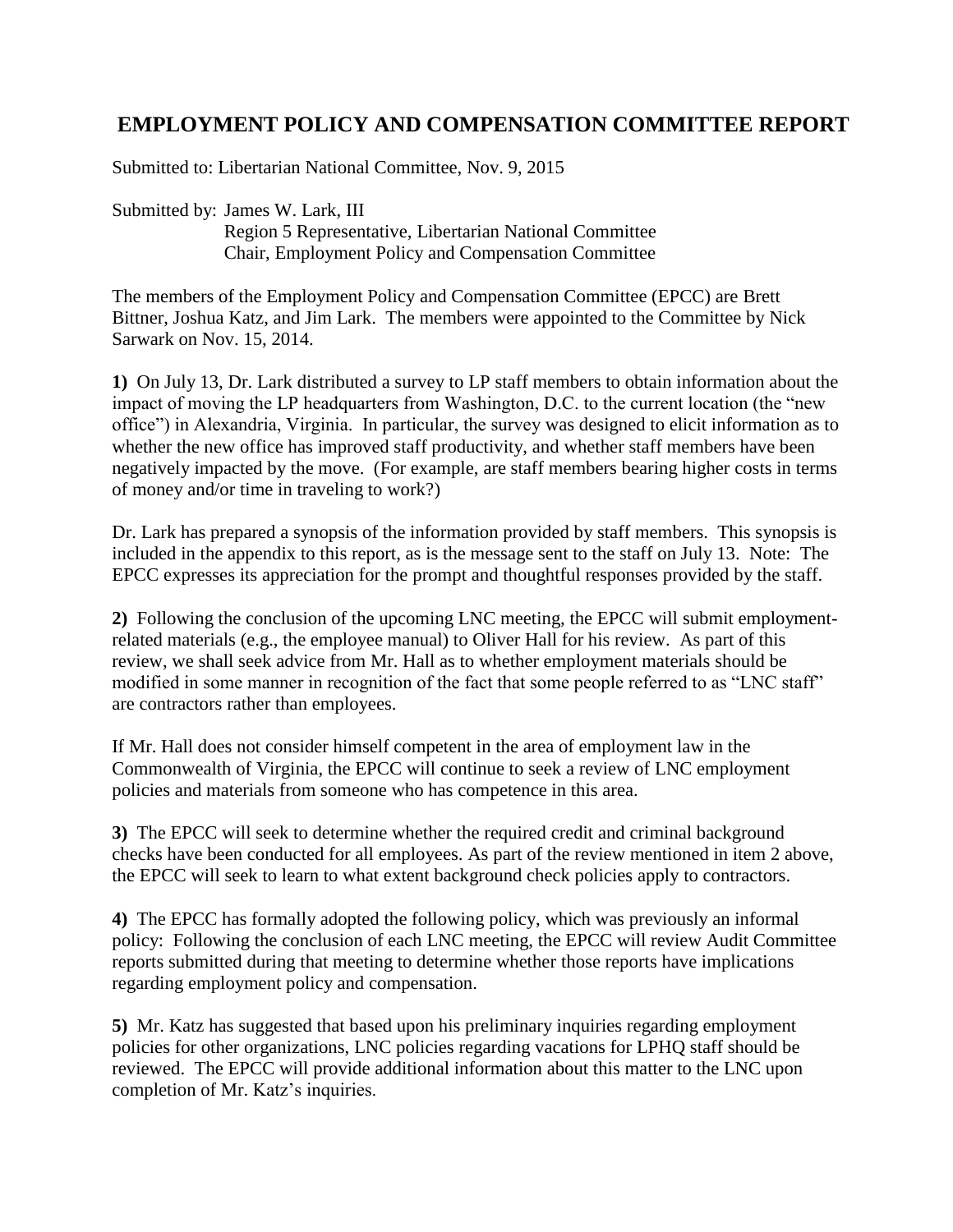# EMPLOYMENT POLICY AND COMPENSATION COMMITTEE REPORT

Submitted to: Libertarian National Committee, Nov. 9, 2015

Submitted by: James W. Lark, III
Region 5 Representative, Libertarian National Committee
Chair, Employment Policy and Compensation Committee

The members of the Employment Policy and Compensation Committee (EPCC) are Brett Bittner, Joshua Katz, and Jim Lark. The members were appointed to the Committee by Nick Sarwark on Nov. 15, 2014.

**1)** On July 13, Dr. Lark distributed a survey to LP staff members to obtain information about the impact of moving the LP headquarters from Washington, D.C. to the current location (the "new office") in Alexandria, Virginia. In particular, the survey was designed to elicit information as to whether the new office has improved staff productivity, and whether staff members have been negatively impacted by the move. (For example, are staff members bearing higher costs in terms of money and/or time in traveling to work?)

Dr. Lark has prepared a synopsis of the information provided by staff members. This synopsis is included in the appendix to this report, as is the message sent to the staff on July 13. Note: The EPCC expresses its appreciation for the prompt and thoughtful responses provided by the staff.

**2)** Following the conclusion of the upcoming LNC meeting, the EPCC will submit employment-related materials (e.g., the employee manual) to Oliver Hall for his review. As part of this review, we shall seek advice from Mr. Hall as to whether employment materials should be modified in some manner in recognition of the fact that some people referred to as "LNC staff" are contractors rather than employees.

If Mr. Hall does not consider himself competent in the area of employment law in the Commonwealth of Virginia, the EPCC will continue to seek a review of LNC employment policies and materials from someone who has competence in this area.

**3)** The EPCC will seek to determine whether the required credit and criminal background checks have been conducted for all employees. As part of the review mentioned in item 2 above, the EPCC will seek to learn to what extent background check policies apply to contractors.

**4)** The EPCC has formally adopted the following policy, which was previously an informal policy: Following the conclusion of each LNC meeting, the EPCC will review Audit Committee reports submitted during that meeting to determine whether those reports have implications regarding employment policy and compensation.

**5)** Mr. Katz has suggested that based upon his preliminary inquiries regarding employment policies for other organizations, LNC policies regarding vacations for LPHQ staff should be reviewed. The EPCC will provide additional information about this matter to the LNC upon completion of Mr. Katz's inquiries.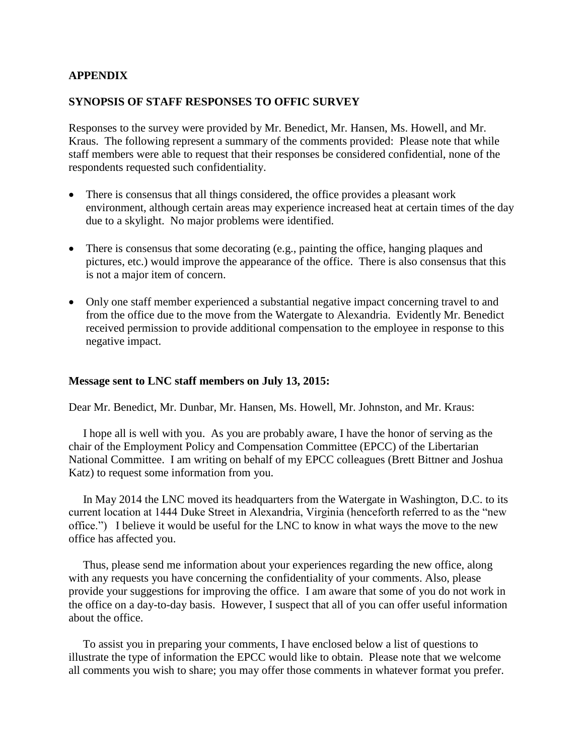**APPENDIX**

**SYNOPSIS OF STAFF RESPONSES TO OFFIC SURVEY**

Responses to the survey were provided by Mr. Benedict, Mr. Hansen, Ms. Howell, and Mr. Kraus. The following represent a summary of the comments provided: Please note that while staff members were able to request that their responses be considered confidential, none of the respondents requested such confidentiality.

- There is consensus that all things considered, the office provides a pleasant work environment, although certain areas may experience increased heat at certain times of the day due to a skylight. No major problems were identified.

- There is consensus that some decorating (e.g., painting the office, hanging plaques and pictures, etc.) would improve the appearance of the office. There is also consensus that this is not a major item of concern.

- Only one staff member experienced a substantial negative impact concerning travel to and from the office due to the move from the Watergate to Alexandria. Evidently Mr. Benedict received permission to provide additional compensation to the employee in response to this negative impact.

**Message sent to LNC staff members on July 13, 2015:**

Dear Mr. Benedict, Mr. Dunbar, Mr. Hansen, Ms. Howell, Mr. Johnston, and Mr. Kraus:

I hope all is well with you. As you are probably aware, I have the honor of serving as the chair of the Employment Policy and Compensation Committee (EPCC) of the Libertarian National Committee. I am writing on behalf of my EPCC colleagues (Brett Bittner and Joshua Katz) to request some information from you.

In May 2014 the LNC moved its headquarters from the Watergate in Washington, D.C. to its current location at 1444 Duke Street in Alexandria, Virginia (henceforth referred to as the "new office.") I believe it would be useful for the LNC to know in what ways the move to the new office has affected you.

Thus, please send me information about your experiences regarding the new office, along with any requests you have concerning the confidentiality of your comments. Also, please provide your suggestions for improving the office. I am aware that some of you do not work in the office on a day-to-day basis. However, I suspect that all of you can offer useful information about the office.

To assist you in preparing your comments, I have enclosed below a list of questions to illustrate the type of information the EPCC would like to obtain. Please note that we welcome all comments you wish to share; you may offer those comments in whatever format you prefer.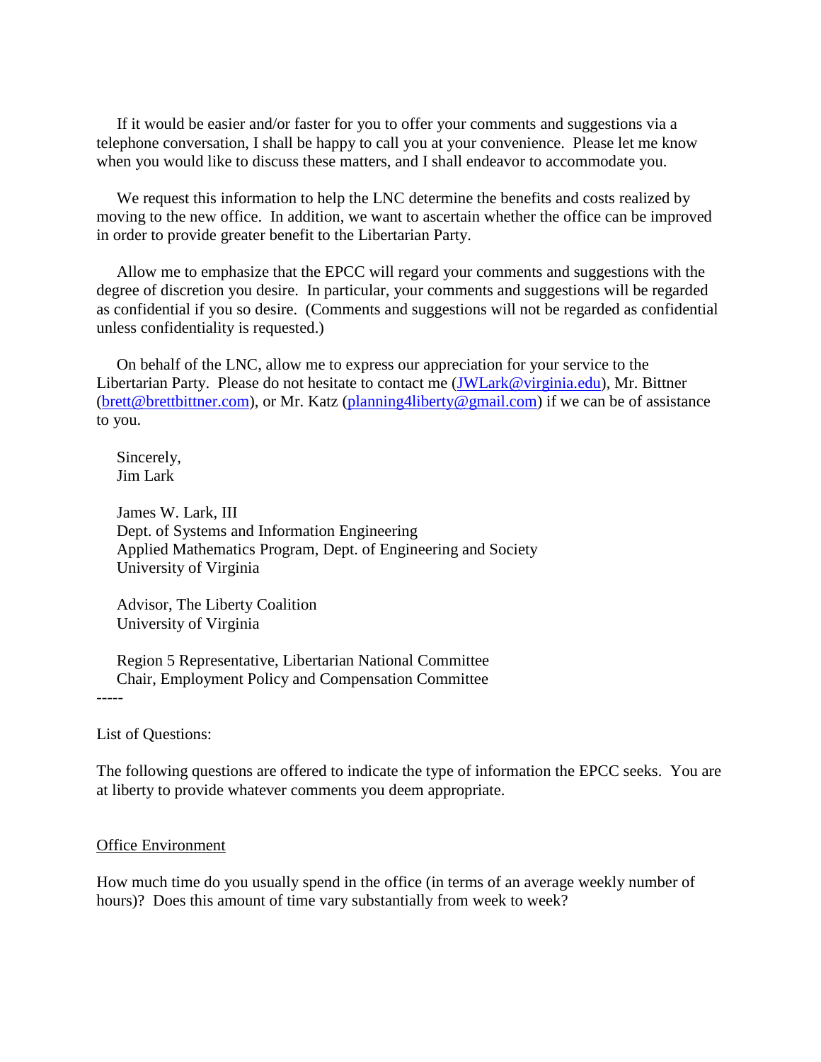If it would be easier and/or faster for you to offer your comments and suggestions via a telephone conversation, I shall be happy to call you at your convenience. Please let me know when you would like to discuss these matters, and I shall endeavor to accommodate you.

We request this information to help the LNC determine the benefits and costs realized by moving to the new office. In addition, we want to ascertain whether the office can be improved in order to provide greater benefit to the Libertarian Party.

Allow me to emphasize that the EPCC will regard your comments and suggestions with the degree of discretion you desire. In particular, your comments and suggestions will be regarded as confidential if you so desire. (Comments and suggestions will not be regarded as confidential unless confidentiality is requested.)

On behalf of the LNC, allow me to express our appreciation for your service to the Libertarian Party. Please do not hesitate to contact me (JWLark@virginia.edu), Mr. Bittner (brett@brettbittner.com), or Mr. Katz (planning4liberty@gmail.com) if we can be of assistance to you.

Sincerely,
Jim Lark

James W. Lark, III
Dept. of Systems and Information Engineering
Applied Mathematics Program, Dept. of Engineering and Society
University of Virginia

Advisor, The Liberty Coalition
University of Virginia

Region 5 Representative, Libertarian National Committee
Chair, Employment Policy and Compensation Committee

-----

List of Questions:

The following questions are offered to indicate the type of information the EPCC seeks. You are at liberty to provide whatever comments you deem appropriate.

Office Environment

How much time do you usually spend in the office (in terms of an average weekly number of hours)? Does this amount of time vary substantially from week to week?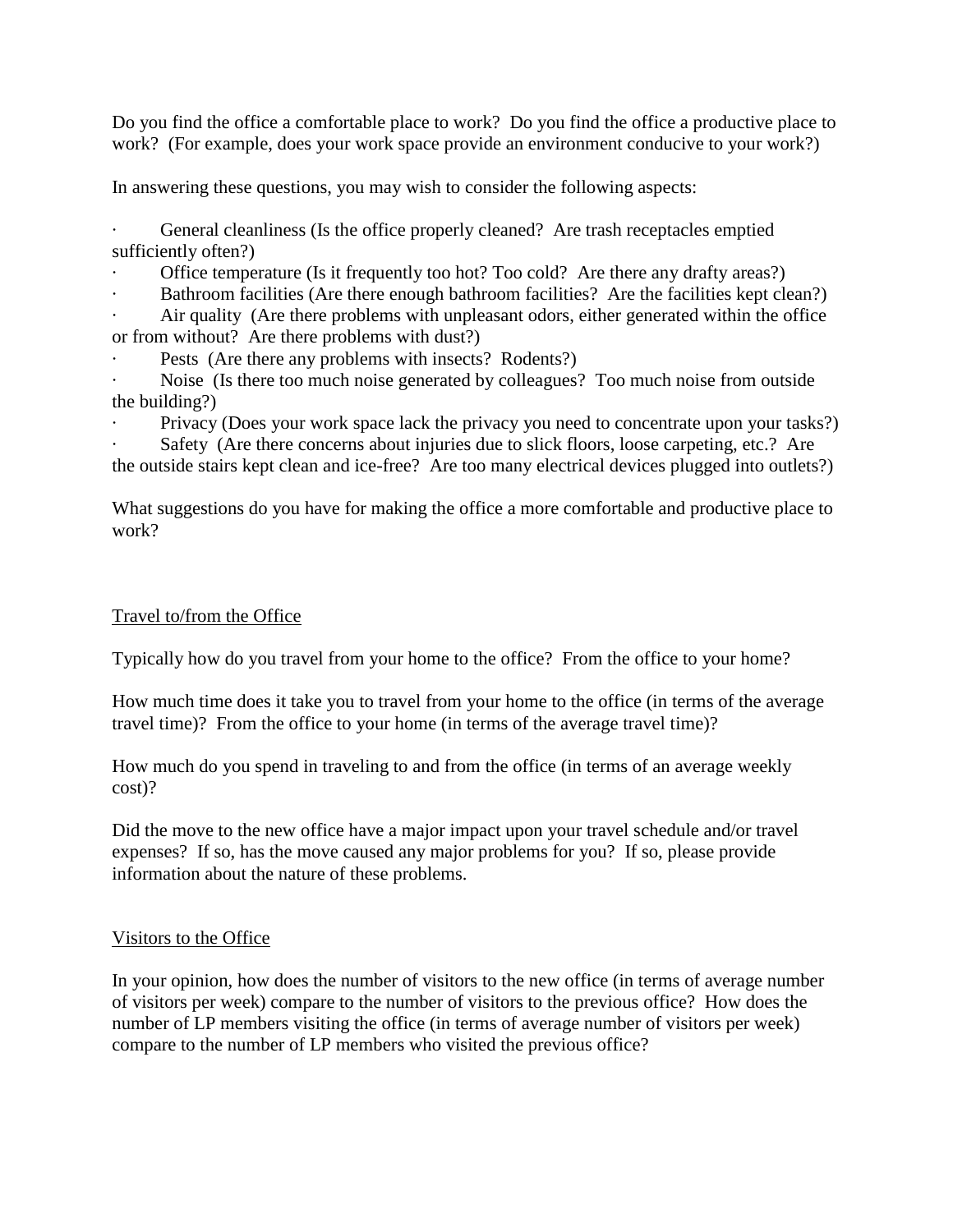Do you find the office a comfortable place to work? Do you find the office a productive place to work? (For example, does your work space provide an environment conducive to your work?)

In answering these questions, you may wish to consider the following aspects:

- General cleanliness (Is the office properly cleaned? Are trash receptacles emptied sufficiently often?)
- Office temperature (Is it frequently too hot? Too cold? Are there any drafty areas?)
- Bathroom facilities (Are there enough bathroom facilities? Are the facilities kept clean?)
- Air quality (Are there problems with unpleasant odors, either generated within the office or from without? Are there problems with dust?)
- Pests (Are there any problems with insects? Rodents?)
- Noise (Is there too much noise generated by colleagues? Too much noise from outside the building?)
- Privacy (Does your work space lack the privacy you need to concentrate upon your tasks?)
- Safety (Are there concerns about injuries due to slick floors, loose carpeting, etc.? Are the outside stairs kept clean and ice-free? Are too many electrical devices plugged into outlets?)

What suggestions do you have for making the office a more comfortable and productive place to work?

## Travel to/from the Office

Typically how do you travel from your home to the office? From the office to your home?

How much time does it take you to travel from your home to the office (in terms of the average travel time)? From the office to your home (in terms of the average travel time)?

How much do you spend in traveling to and from the office (in terms of an average weekly cost)?

Did the move to the new office have a major impact upon your travel schedule and/or travel expenses? If so, has the move caused any major problems for you? If so, please provide information about the nature of these problems.

## Visitors to the Office

In your opinion, how does the number of visitors to the new office (in terms of average number of visitors per week) compare to the number of visitors to the previous office? How does the number of LP members visiting the office (in terms of average number of visitors per week) compare to the number of LP members who visited the previous office?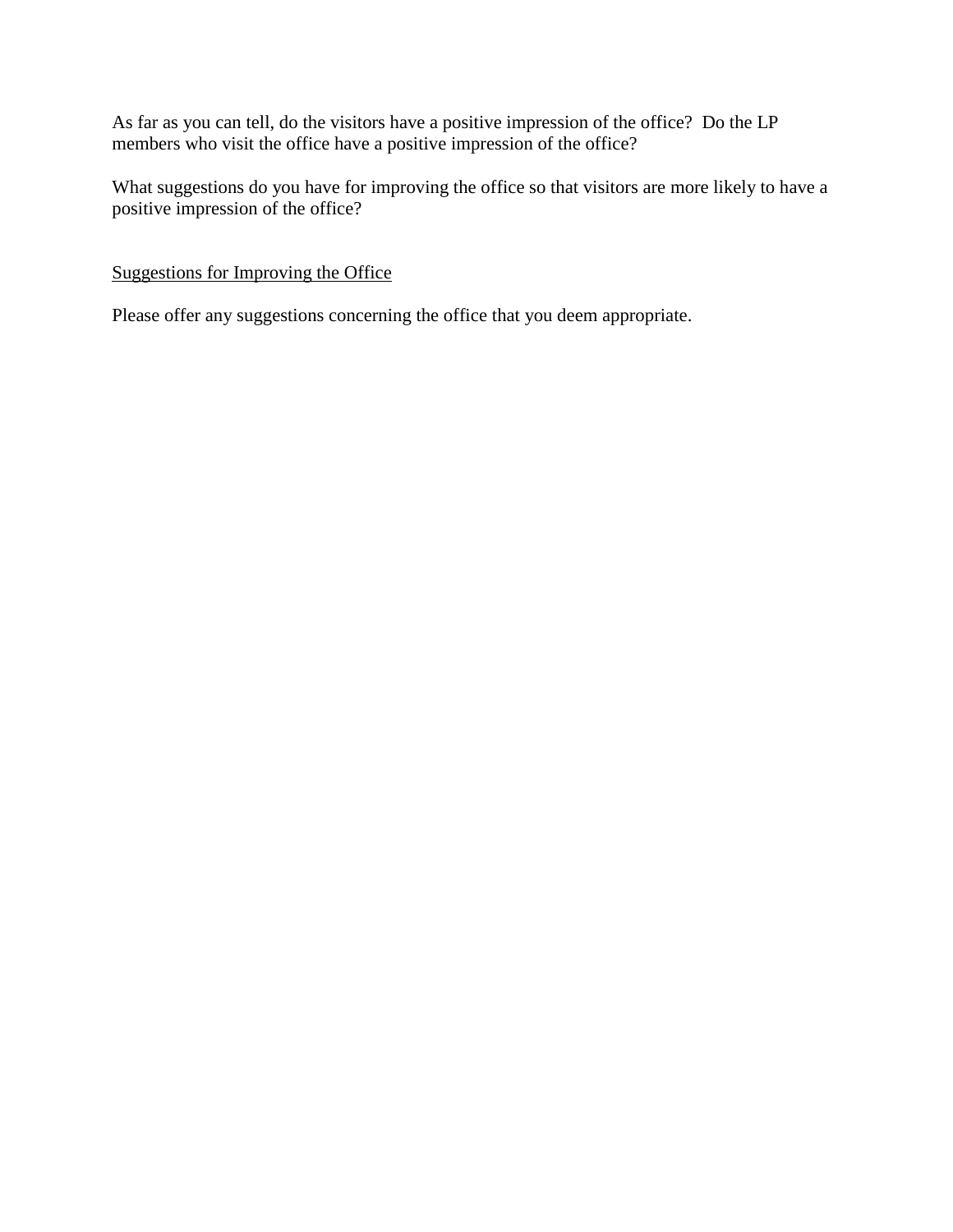As far as you can tell, do the visitors have a positive impression of the office?  Do the LP members who visit the office have a positive impression of the office?

What suggestions do you have for improving the office so that visitors are more likely to have a positive impression of the office?

<u>Suggestions for Improving the Office</u>

Please offer any suggestions concerning the office that you deem appropriate.